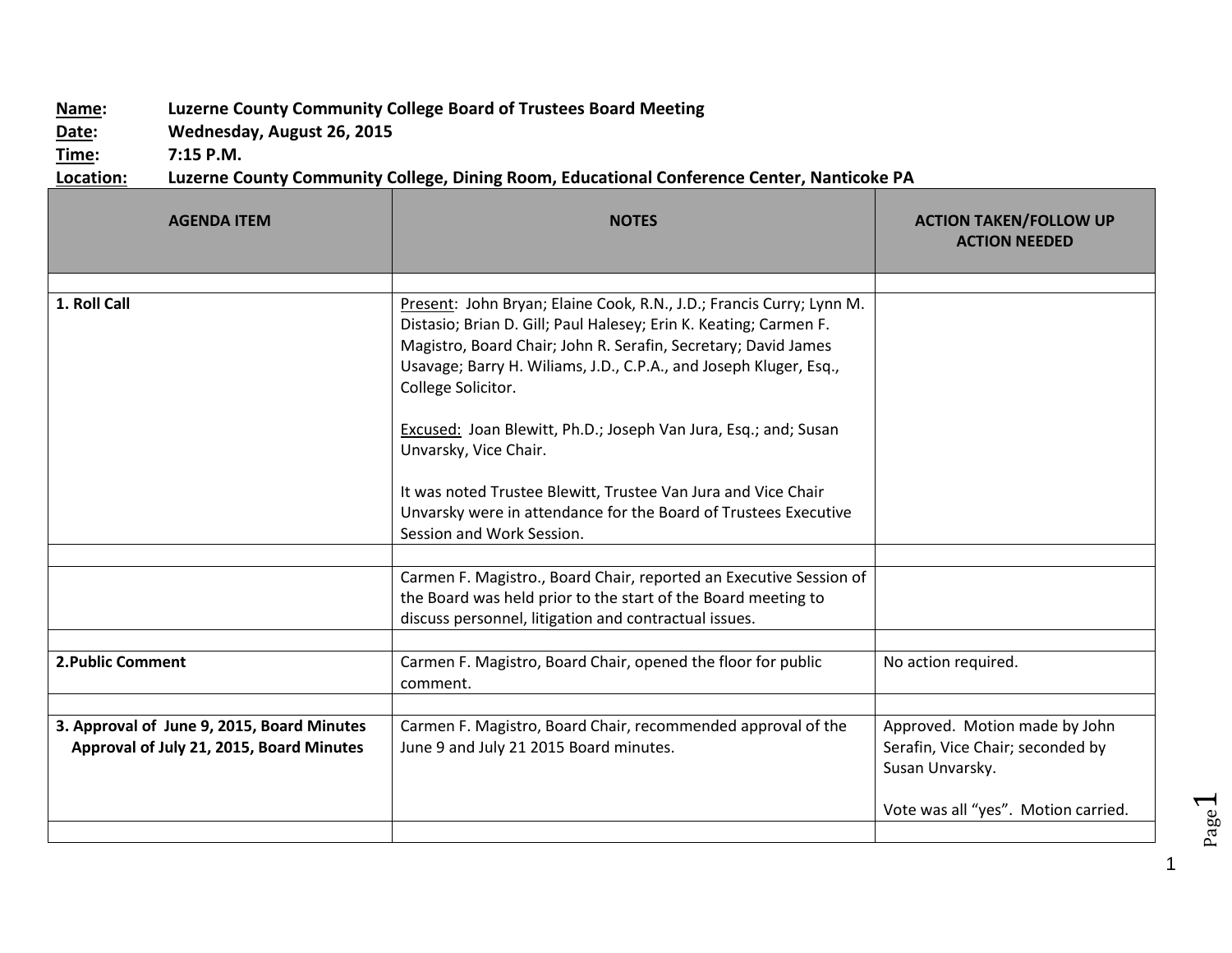**Name:** Luzerne County Community College Board of Trustees Board Meeting
**Date:** Wednesday, August 26, 2015
**Time:** 7:15 P.M.
**Location:** Luzerne County Community College, Dining Room, Educational Conference Center, Nanticoke PA

| AGENDA ITEM | NOTES | ACTION TAKEN/FOLLOW UP ACTION NEEDED |
|---|---|---|
| | | |
| **1. Roll Call** | Present: John Bryan; Elaine Cook, R.N., J.D.; Francis Curry; Lynn M. Distasio; Brian D. Gill; Paul Halesey; Erin K. Keating; Carmen F. Magistro, Board Chair; John R. Serafin, Secretary; David James Usavage; Barry H. Wiliams, J.D., C.P.A., and Joseph Kluger, Esq., College Solicitor.<br><br>Excused: Joan Blewitt, Ph.D.; Joseph Van Jura, Esq.; and; Susan Unvarsky, Vice Chair.<br><br>It was noted Trustee Blewitt, Trustee Van Jura and Vice Chair Unvarsky were in attendance for the Board of Trustees Executive Session and Work Session. | |
| | | |
| | Carmen F. Magistro., Board Chair, reported an Executive Session of the Board was held prior to the start of the Board meeting to discuss personnel, litigation and contractual issues. | |
| | | |
| **2.Public Comment** | Carmen F. Magistro, Board Chair, opened the floor for public comment. | No action required. |
| | | |
| **3. Approval of June 9, 2015, Board Minutes**<br>**Approval of July 21, 2015, Board Minutes** | Carmen F. Magistro, Board Chair, recommended approval of the June 9 and July 21 2015 Board minutes. | Approved. Motion made by John Serafin, Vice Chair; seconded by Susan Unvarsky.<br><br>Vote was all "yes". Motion carried. |
| | | |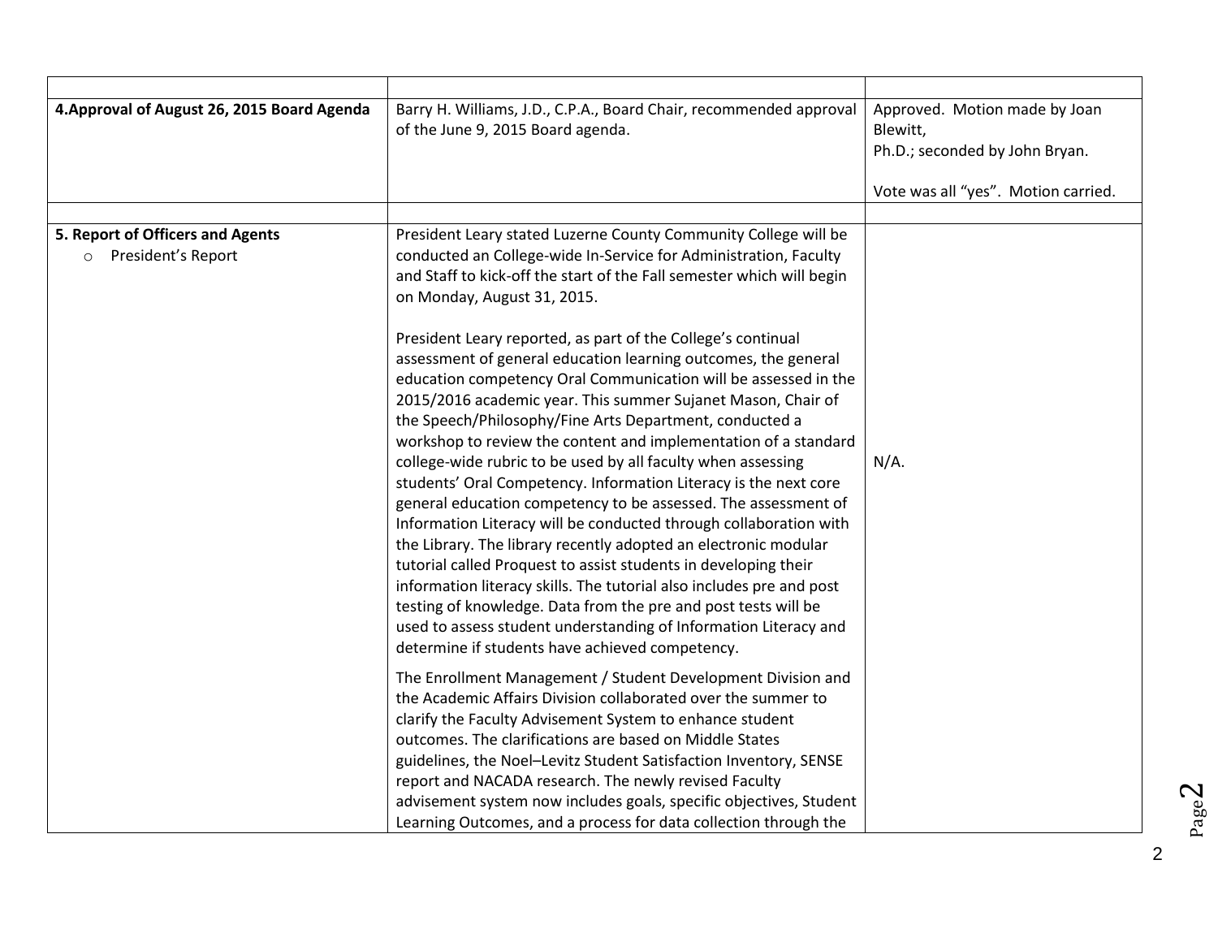| | | |
|---|---|---|
| **4.Approval of August 26, 2015 Board Agenda** | Barry H. Williams, J.D., C.P.A., Board Chair, recommended approval of the June 9, 2015 Board agenda. | Approved. Motion made by Joan Blewitt, Ph.D.; seconded by John Bryan.<br><br>Vote was all "yes". Motion carried. |
| | | |
| **5. Report of Officers and Agents**<br>○ President's Report | President Leary stated Luzerne County Community College will be conducted an College-wide In-Service for Administration, Faculty and Staff to kick-off the start of the Fall semester which will begin on Monday, August 31, 2015.<br><br>President Leary reported, as part of the College's continual assessment of general education learning outcomes, the general education competency Oral Communication will be assessed in the 2015/2016 academic year. This summer Sujanet Mason, Chair of the Speech/Philosophy/Fine Arts Department, conducted a workshop to review the content and implementation of a standard college-wide rubric to be used by all faculty when assessing students' Oral Competency. Information Literacy is the next core general education competency to be assessed. The assessment of Information Literacy will be conducted through collaboration with the Library. The library recently adopted an electronic modular tutorial called Proquest to assist students in developing their information literacy skills. The tutorial also includes pre and post testing of knowledge. Data from the pre and post tests will be used to assess student understanding of Information Literacy and determine if students have achieved competency.<br><br>The Enrollment Management / Student Development Division and the Academic Affairs Division collaborated over the summer to clarify the Faculty Advisement System to enhance student outcomes. The clarifications are based on Middle States guidelines, the Noel–Levitz Student Satisfaction Inventory, SENSE report and NACADA research. The newly revised Faculty advisement system now includes goals, specific objectives, Student Learning Outcomes, and a process for data collection through the | N/A. |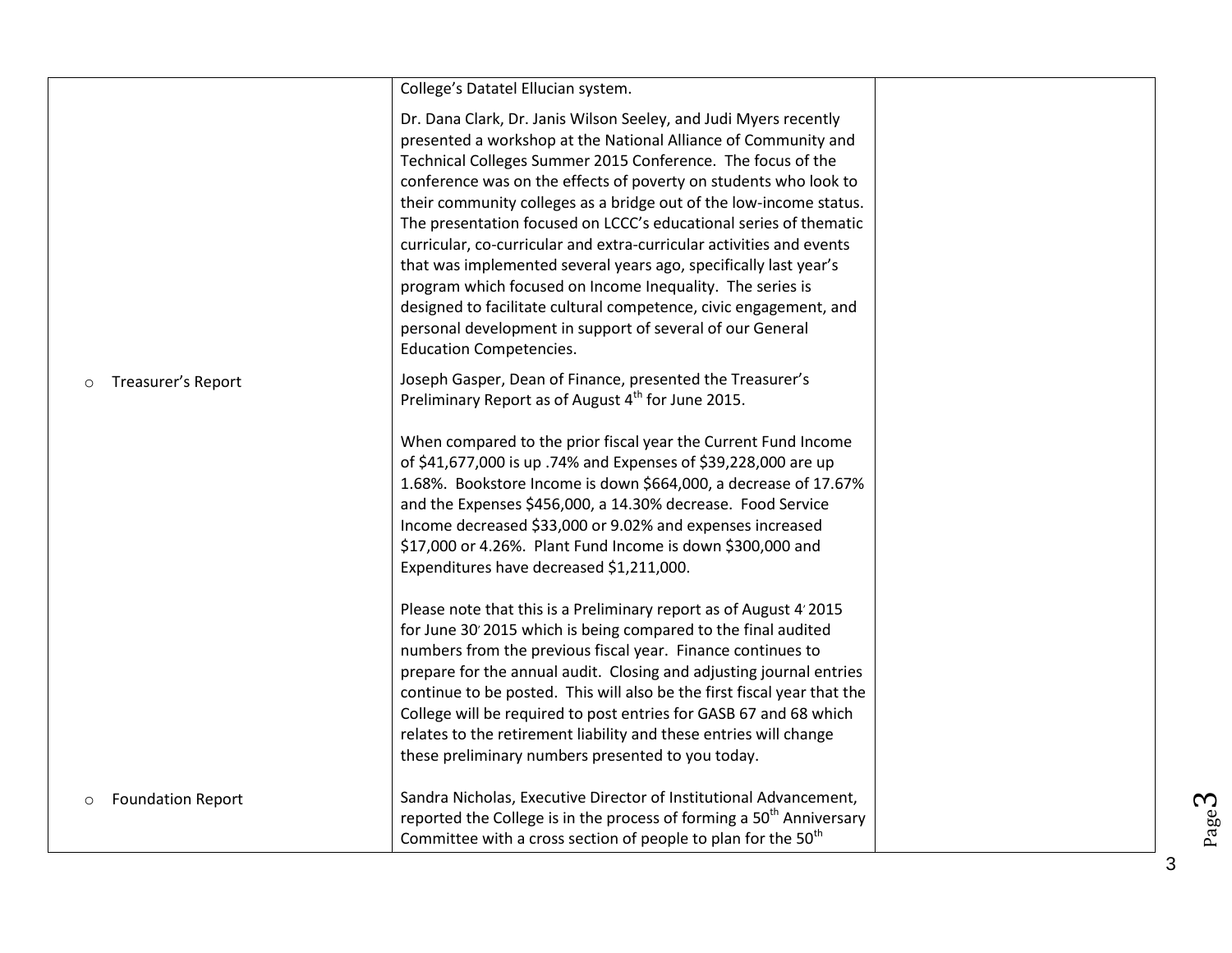| | | |
|---|---|---|
| | College's Datatel Ellucian system.<br><br>Dr. Dana Clark, Dr. Janis Wilson Seeley, and Judi Myers recently presented a workshop at the National Alliance of Community and Technical Colleges Summer 2015 Conference. The focus of the conference was on the effects of poverty on students who look to their community colleges as a bridge out of the low-income status. The presentation focused on LCCC's educational series of thematic curricular, co-curricular and extra-curricular activities and events that was implemented several years ago, specifically last year's program which focused on Income Inequality. The series is designed to facilitate cultural competence, civic engagement, and personal development in support of several of our General Education Competencies. | |
| ○ Treasurer's Report | Joseph Gasper, Dean of Finance, presented the Treasurer's Preliminary Report as of August 4th for June 2015.<br><br>When compared to the prior fiscal year the Current Fund Income of $41,677,000 is up .74% and Expenses of $39,228,000 are up 1.68%. Bookstore Income is down $664,000, a decrease of 17.67% and the Expenses $456,000, a 14.30% decrease. Food Service Income decreased $33,000 or 9.02% and expenses increased $17,000 or 4.26%. Plant Fund Income is down $300,000 and Expenditures have decreased $1,211,000.<br><br>Please note that this is a Preliminary report as of August 4' 2015 for June 30' 2015 which is being compared to the final audited numbers from the previous fiscal year. Finance continues to prepare for the annual audit. Closing and adjusting journal entries continue to be posted. This will also be the first fiscal year that the College will be required to post entries for GASB 67 and 68 which relates to the retirement liability and these entries will change these preliminary numbers presented to you today. | |
| ○ Foundation Report | Sandra Nicholas, Executive Director of Institutional Advancement, reported the College is in the process of forming a 50th Anniversary Committee with a cross section of people to plan for the 50th | |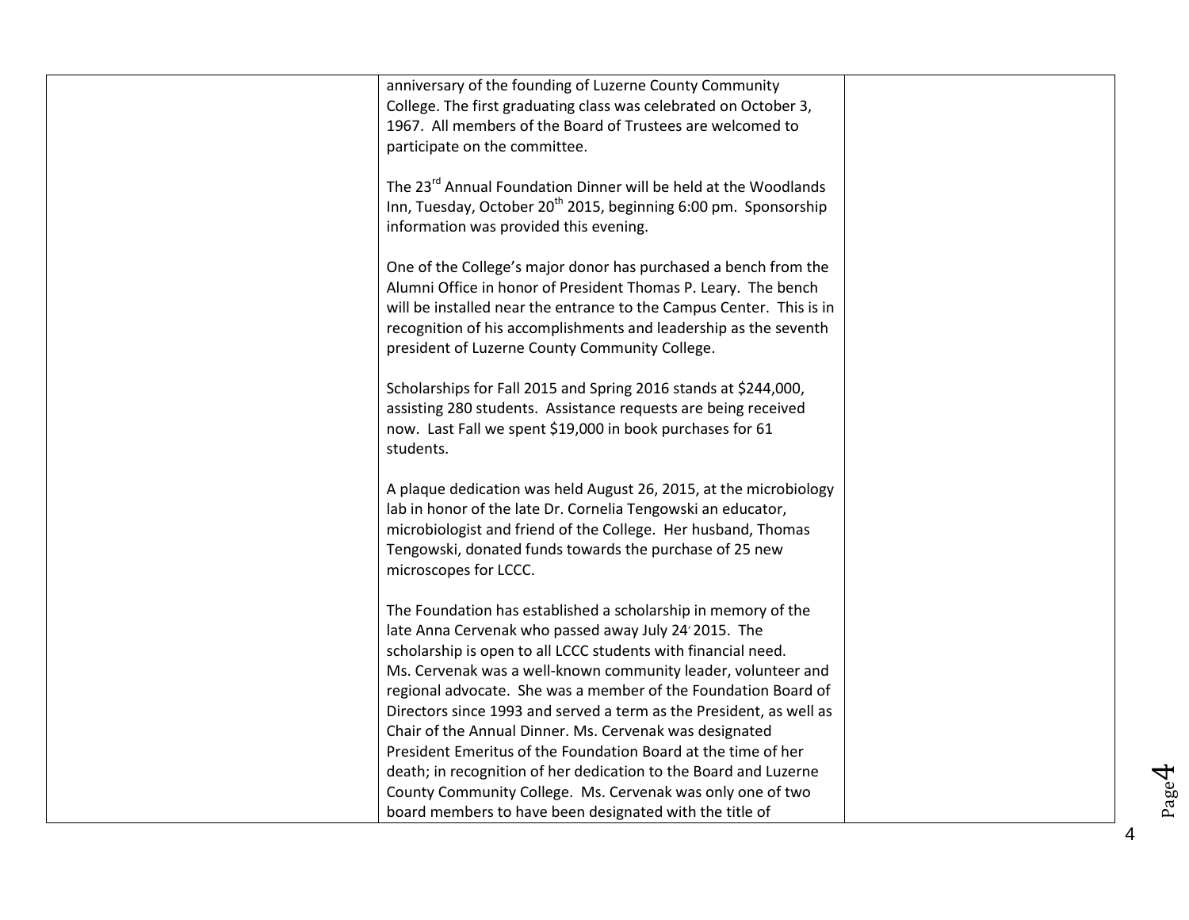| | | |
|---|---|---|
| | anniversary of the founding of Luzerne County Community College. The first graduating class was celebrated on October 3, 1967. All members of the Board of Trustees are welcomed to participate on the committee.<br><br>The 23rd Annual Foundation Dinner will be held at the Woodlands Inn, Tuesday, October 20th 2015, beginning 6:00 pm. Sponsorship information was provided this evening.<br><br>One of the College's major donor has purchased a bench from the Alumni Office in honor of President Thomas P. Leary. The bench will be installed near the entrance to the Campus Center. This is in recognition of his accomplishments and leadership as the seventh president of Luzerne County Community College.<br><br>Scholarships for Fall 2015 and Spring 2016 stands at $244,000, assisting 280 students. Assistance requests are being received now. Last Fall we spent $19,000 in book purchases for 61 students.<br><br>A plaque dedication was held August 26, 2015, at the microbiology lab in honor of the late Dr. Cornelia Tengowski an educator, microbiologist and friend of the College. Her husband, Thomas Tengowski, donated funds towards the purchase of 25 new microscopes for LCCC.<br><br>The Foundation has established a scholarship in memory of the late Anna Cervenak who passed away July 24' 2015. The scholarship is open to all LCCC students with financial need. Ms. Cervenak was a well-known community leader, volunteer and regional advocate. She was a member of the Foundation Board of Directors since 1993 and served a term as the President, as well as Chair of the Annual Dinner. Ms. Cervenak was designated President Emeritus of the Foundation Board at the time of her death; in recognition of her dedication to the Board and Luzerne County Community College. Ms. Cervenak was only one of two board members to have been designated with the title of | |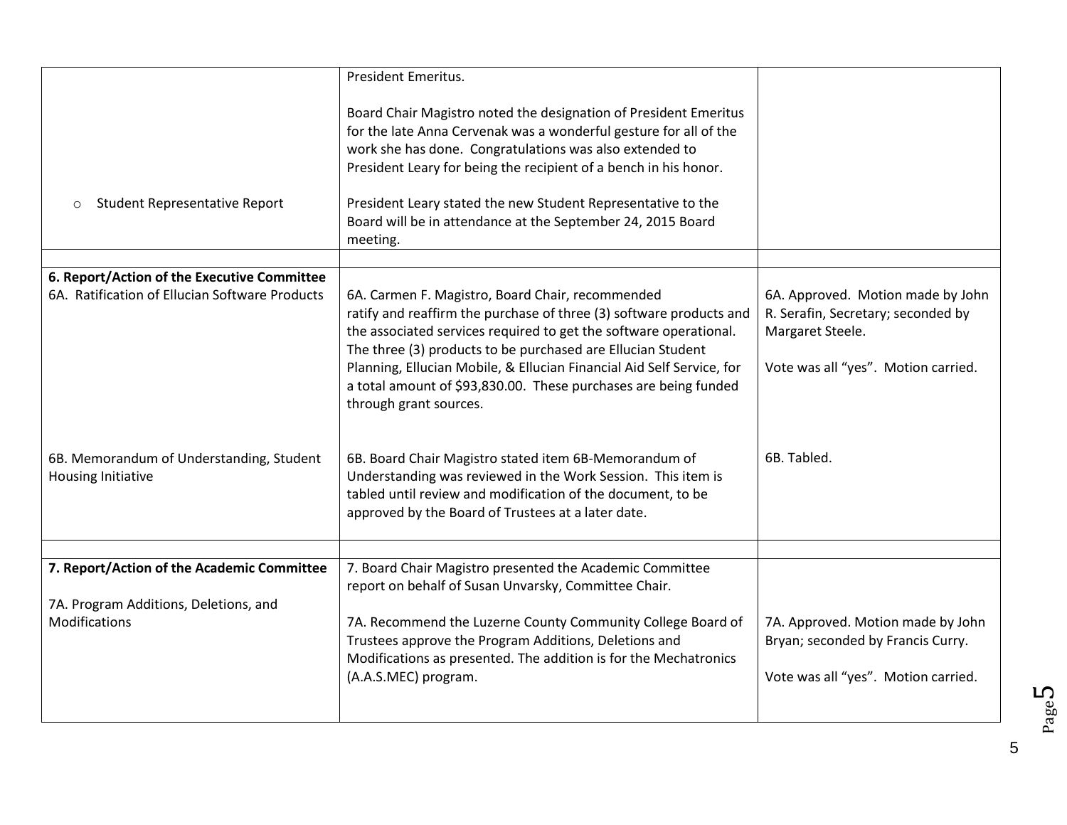| | | |
|---|---|---|
| | President Emeritus.<br><br>Board Chair Magistro noted the designation of President Emeritus for the late Anna Cervenak was a wonderful gesture for all of the work she has done. Congratulations was also extended to President Leary for being the recipient of a bench in his honor. | |
| ○ Student Representative Report | President Leary stated the new Student Representative to the Board will be in attendance at the September 24, 2015 Board meeting. | |
| | | |
| **6. Report/Action of the Executive Committee**<br>6A. Ratification of Ellucian Software Products | 6A. Carmen F. Magistro, Board Chair, recommended ratify and reaffirm the purchase of three (3) software products and the associated services required to get the software operational. The three (3) products to be purchased are Ellucian Student Planning, Ellucian Mobile, & Ellucian Financial Aid Self Service, for a total amount of $93,830.00. These purchases are being funded through grant sources. | 6A. Approved. Motion made by John R. Serafin, Secretary; seconded by Margaret Steele.<br><br>Vote was all "yes". Motion carried. |
| 6B. Memorandum of Understanding, Student Housing Initiative | 6B. Board Chair Magistro stated item 6B-Memorandum of Understanding was reviewed in the Work Session. This item is tabled until review and modification of the document, to be approved by the Board of Trustees at a later date. | 6B. Tabled. |
| | | |
| **7. Report/Action of the Academic Committee**<br><br>7A. Program Additions, Deletions, and Modifications | 7. Board Chair Magistro presented the Academic Committee report on behalf of Susan Unvarsky, Committee Chair.<br><br>7A. Recommend the Luzerne County Community College Board of Trustees approve the Program Additions, Deletions and Modifications as presented. The addition is for the Mechatronics (A.A.S.MEC) program. | 7A. Approved. Motion made by John Bryan; seconded by Francis Curry.<br><br>Vote was all "yes". Motion carried. |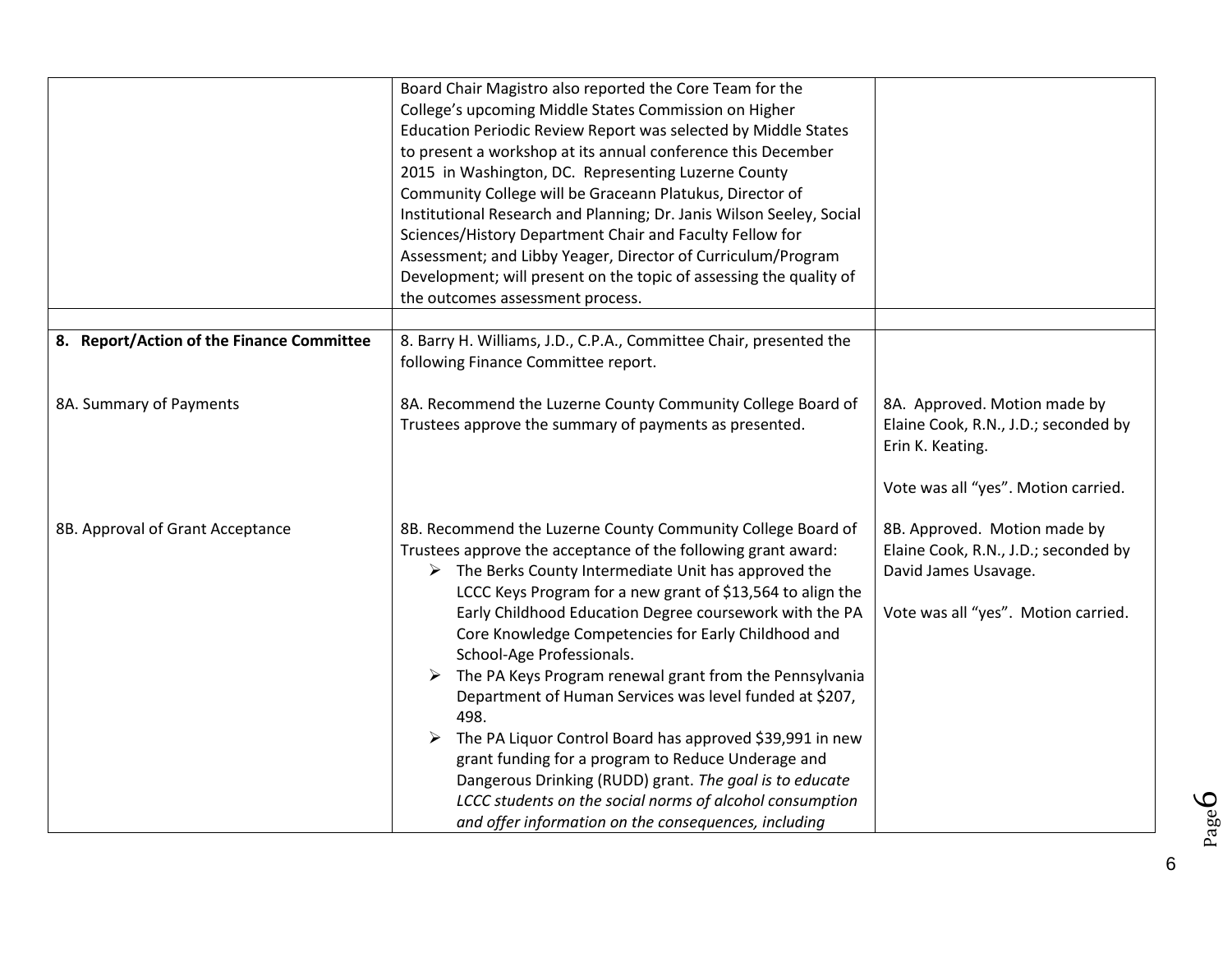| | | |
|---|---|---|
| | Board Chair Magistro also reported the Core Team for the College's upcoming Middle States Commission on Higher Education Periodic Review Report was selected by Middle States to present a workshop at its annual conference this December 2015 in Washington, DC. Representing Luzerne County Community College will be Graceann Platukus, Director of Institutional Research and Planning; Dr. Janis Wilson Seeley, Social Sciences/History Department Chair and Faculty Fellow for Assessment; and Libby Yeager, Director of Curriculum/Program Development; will present on the topic of assessing the quality of the outcomes assessment process. | |
| | | |
| **8. Report/Action of the Finance Committee** | 8. Barry H. Williams, J.D., C.P.A., Committee Chair, presented the following Finance Committee report. | |
| 8A. Summary of Payments | 8A. Recommend the Luzerne County Community College Board of Trustees approve the summary of payments as presented. | 8A. Approved. Motion made by Elaine Cook, R.N., J.D.; seconded by Erin K. Keating.<br><br>Vote was all "yes". Motion carried. |
| 8B. Approval of Grant Acceptance | 8B. Recommend the Luzerne County Community College Board of Trustees approve the acceptance of the following grant award:<br>➢ The Berks County Intermediate Unit has approved the LCCC Keys Program for a new grant of $13,564 to align the Early Childhood Education Degree coursework with the PA Core Knowledge Competencies for Early Childhood and School-Age Professionals.<br>➢ The PA Keys Program renewal grant from the Pennsylvania Department of Human Services was level funded at $207, 498.<br>➢ The PA Liquor Control Board has approved $39,991 in new grant funding for a program to Reduce Underage and Dangerous Drinking (RUDD) grant. *The goal is to educate LCCC students on the social norms of alcohol consumption and offer information on the consequences, including* | 8B. Approved. Motion made by Elaine Cook, R.N., J.D.; seconded by David James Usavage.<br><br>Vote was all "yes". Motion carried. |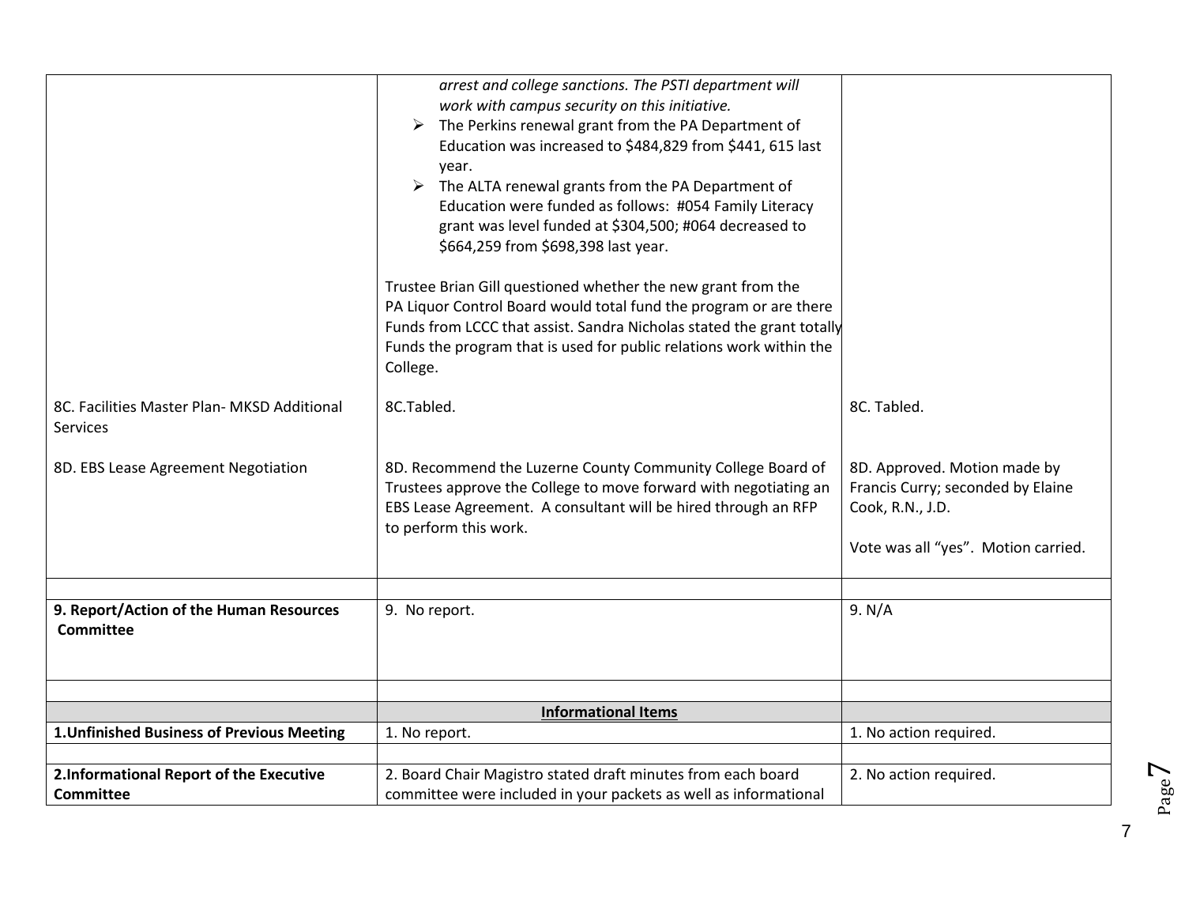| | | |
|---|---|---|
| | *arrest and college sanctions. The PSTI department will work with campus security on this initiative.*<br>➢ The Perkins renewal grant from the PA Department of Education was increased to $484,829 from $441, 615 last year.<br>➢ The ALTA renewal grants from the PA Department of Education were funded as follows: #054 Family Literacy grant was level funded at $304,500; #064 decreased to $664,259 from $698,398 last year.<br><br>Trustee Brian Gill questioned whether the new grant from the PA Liquor Control Board would total fund the program or are there Funds from LCCC that assist. Sandra Nicholas stated the grant totally Funds the program that is used for public relations work within the College. | |
| 8C. Facilities Master Plan- MKSD Additional Services | 8C.Tabled. | 8C. Tabled. |
| 8D. EBS Lease Agreement Negotiation | 8D. Recommend the Luzerne County Community College Board of Trustees approve the College to move forward with negotiating an EBS Lease Agreement. A consultant will be hired through an RFP to perform this work. | 8D. Approved. Motion made by Francis Curry; seconded by Elaine Cook, R.N., J.D.<br><br>Vote was all "yes". Motion carried. |
| | | |
| **9. Report/Action of the Human Resources Committee** | 9. No report. | 9. N/A |
| | | |
| | **Informational Items** | |
| **1.Unfinished Business of Previous Meeting** | 1. No report. | 1. No action required. |
| | | |
| **2.Informational Report of the Executive Committee** | 2. Board Chair Magistro stated draft minutes from each board committee were included in your packets as well as informational | 2. No action required. |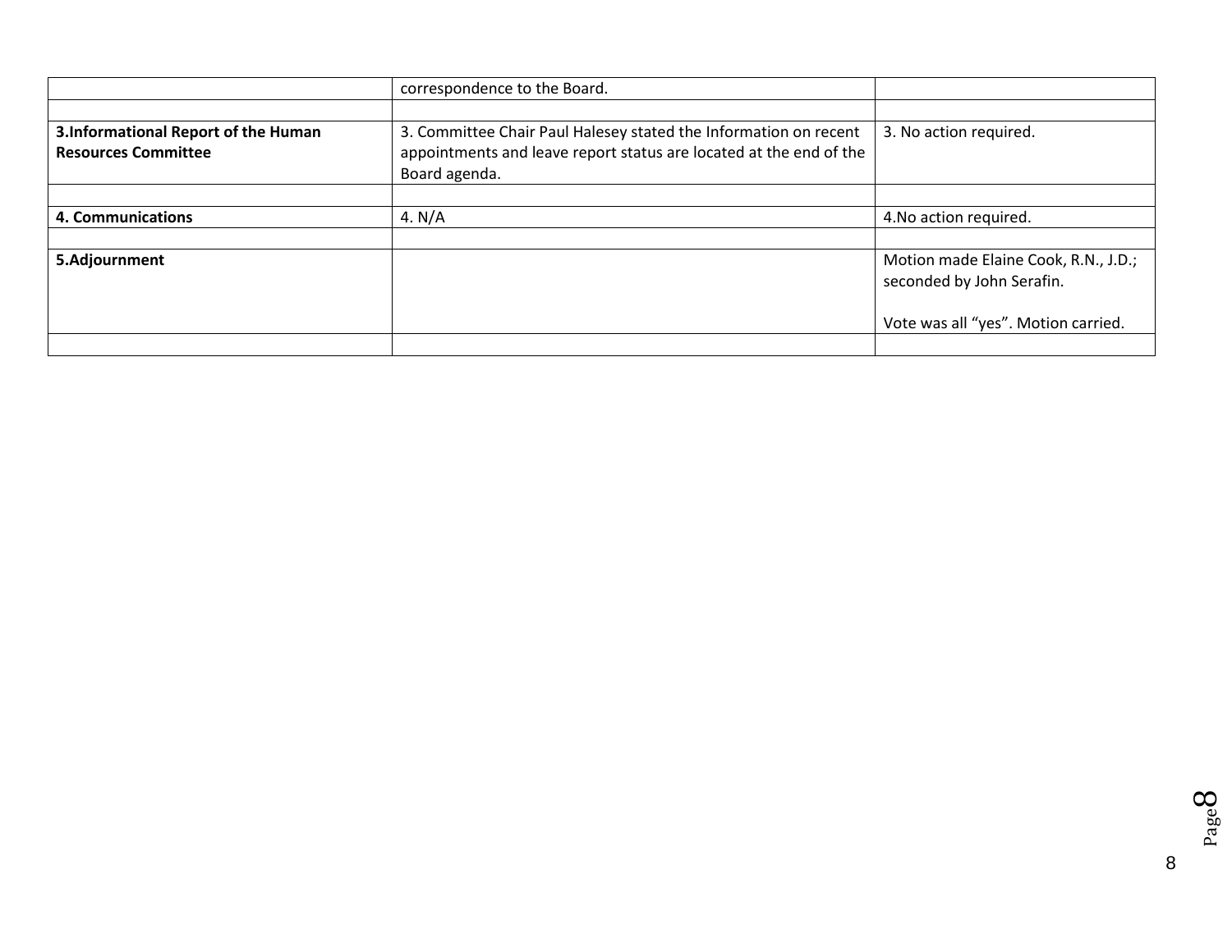| | | |
|---|---|---|
| | correspondence to the Board. | |
| | | |
| **3.Informational Report of the Human Resources Committee** | 3. Committee Chair Paul Halesey stated the Information on recent appointments and leave report status are located at the end of the Board agenda. | 3. No action required. |
| | | |
| **4. Communications** | 4. N/A | 4.No action required. |
| | | |
| **5.Adjournment** | | Motion made Elaine Cook, R.N., J.D.; seconded by John Serafin.<br><br>Vote was all "yes". Motion carried. |
| | | |